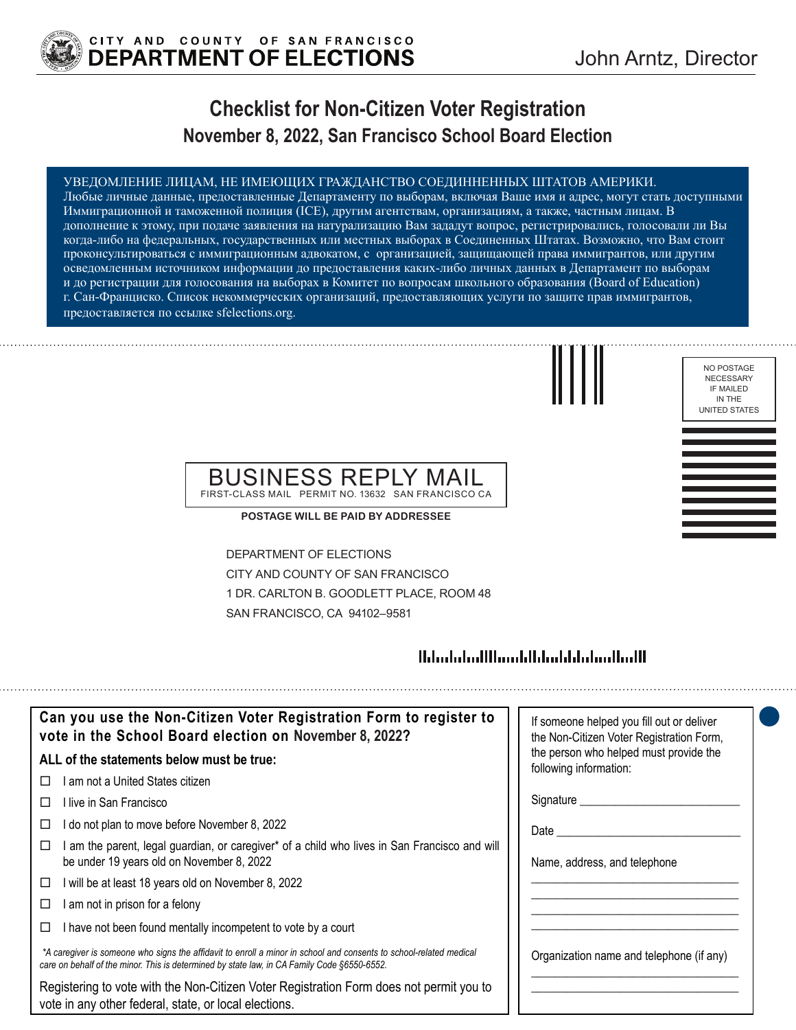CITY AND COUNTY OF SAN FRANCISCO
**DEPARTMENT OF ELECTIONS**

John Arntz, Director

# Checklist for Non-Citizen Voter Registration

## November 8, 2022, San Francisco School Board Election

УВЕДОМЛЕНИЕ ЛИЦАМ, НЕ ИМЕЮЩИХ ГРАЖДАНСТВО СОЕДИННЕННЫХ ШТАТОВ АМЕРИКИ.
Любые личные данные, предоставленные Департаменту по выборам, включая Ваше имя и адрес, могут стать доступными Иммиграционной и таможенной полиция (ICE), другим агентствам, организациям, а также, частным лицам. В дополнение к этому, при подаче заявления на натурализацию Вам зададут вопрос, регистрировались, голосовали ли Вы когда-либо на федеральных, государственных или местных выборах в Соединенных Штатах. Возможно, что Вам стоит проконсультироваться с иммиграционным адвокатом, с организацией, защищающей права иммигрантов, или другим осведомленным источником информации до предоставления каких-либо личных данных в Департамент по выборам и до регистрации для голосования на выборах в Комитет по вопросам школьного образования (Board of Education) г. Сан-Франциско. Список некоммерческих организаций, предоставляющих услуги по защите прав иммигрантов, предоставляется по ссылке sfelections.org.

NO POSTAGE NECESSARY IF MAILED IN THE UNITED STATES

BUSINESS REPLY MAIL
FIRST-CLASS MAIL PERMIT NO. 13632 SAN FRANCISCO CA

**POSTAGE WILL BE PAID BY ADDRESSEE**

DEPARTMENT OF ELECTIONS
CITY AND COUNTY OF SAN FRANCISCO
1 DR. CARLTON B. GOODLETT PLACE, ROOM 48
SAN FRANCISCO, CA 94102–9581

### Can you use the Non-Citizen Voter Registration Form to register to vote in the School Board election on November 8, 2022?

**ALL of the statements below must be true:**

- ☐ I am not a United States citizen
- ☐ I live in San Francisco
- ☐ I do not plan to move before November 8, 2022
- ☐ I am the parent, legal guardian, or caregiver* of a child who lives in San Francisco and will be under 19 years old on November 8, 2022
- ☐ I will be at least 18 years old on November 8, 2022
- ☐ I am not in prison for a felony
- ☐ I have not been found mentally incompetent to vote by a court

*\*A caregiver is someone who signs the affidavit to enroll a minor in school and consents to school-related medical care on behalf of the minor. This is determined by state law, in CA Family Code §6550-6552.*

Registering to vote with the Non-Citizen Voter Registration Form does not permit you to vote in any other federal, state, or local elections.

If someone helped you fill out or deliver the Non-Citizen Voter Registration Form, the person who helped must provide the following information:

Signature ____________________________

Date ________________________________

Name, address, and telephone

____________________________________
____________________________________
____________________________________
____________________________________

Organization name and telephone (if any)

____________________________________
____________________________________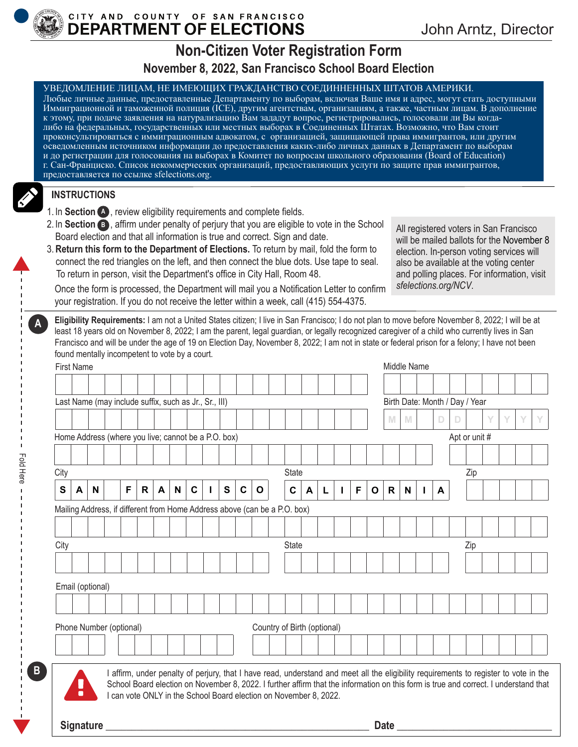CITY AND COUNTY OF SAN FRANCISCO
**DEPARTMENT OF ELECTIONS**

John Arntz, Director

# Non-Citizen Voter Registration Form

## November 8, 2022, San Francisco School Board Election

УВЕДОМЛЕНИЕ ЛИЦАМ, НЕ ИМЕЮЩИХ ГРАЖДАНСТВО СОЕДИННЕННЫХ ШТАТОВ АМЕРИКИ. Любые личные данные, предоставленные Департаменту по выборам, включая Ваше имя и адрес, могут стать доступными Иммиграционной и таможенной полиция (ICE), другим агентствам, организациям, а также, частным лицам. В дополнение к этому, при подаче заявления на натурализацию Вам зададут вопрос, регистрировались, голосовали ли Вы когда-либо на федеральных, государственных или местных выборах в Соединенных Штатах. Возможно, что Вам стоит проконсультироваться с иммиграционным адвокатом, с организацией, защищающей права иммигрантов, или другим осведомленным источником информации до предоставления каких-либо личных данных в Департамент по выборам и до регистрации для голосования на выборах в Комитет по вопросам школьного образования (Board of Education) г. Сан-Франциско. Список некоммерческих организаций, предоставляющих услуги по защите прав иммигрантов, предоставляется по ссылке sfelections.org.

### INSTRUCTIONS

1. In **Section A**, review eligibility requirements and complete fields.
2. In **Section B**, affirm under penalty of perjury that you are eligible to vote in the School Board election and that all information is true and correct. Sign and date.
3. **Return this form to the Department of Elections.** To return by mail, fold the form to connect the red triangles on the left, and then connect the blue dots. Use tape to seal. To return in person, visit the Department's office in City Hall, Room 48.

Once the form is processed, the Department will mail you a Notification Letter to confirm your registration. If you do not receive the letter within a week, call (415) 554-4375.

All registered voters in San Francisco will be mailed ballots for the November 8 election. In-person voting services will also be available at the voting center and polling places. For information, visit *sfelections.org/NCV*.

Fold Here

### A

**Eligibility Requirements:** I am not a United States citizen; I live in San Francisco; I do not plan to move before November 8, 2022; I will be at least 18 years old on November 8, 2022; I am the parent, legal guardian, or legally recognized caregiver of a child who currently lives in San Francisco and will be under the age of 19 on Election Day, November 8, 2022; I am not in state or federal prison for a felony; I have not been found mentally incompetent to vote by a court.

First Name ______________________ Middle Name ______________________

Last Name (may include suffix, such as Jr., Sr., III) ______________________ Birth Date: Month / Day / Year M M / D D / Y Y Y Y

Home Address (where you live; cannot be a P.O. box) ______________________ Apt or unit # ________

City: S A N F R A N C I S C O State: C A L I F O R N I A Zip ________

Mailing Address, if different from Home Address above (can be a P.O. box) ______________________

City ______________________ State ______________________ Zip ________

Email (optional) ______________________

Phone Number (optional) ______________________ Country of Birth (optional) ______________________

### B

I affirm, under penalty of perjury, that I have read, understand and meet all the eligibility requirements to register to vote in the School Board election on November 8, 2022. I further affirm that the information on this form is true and correct. I understand that I can vote ONLY in the School Board election on November 8, 2022.

**Signature** ______________________________ **Date** ______________________